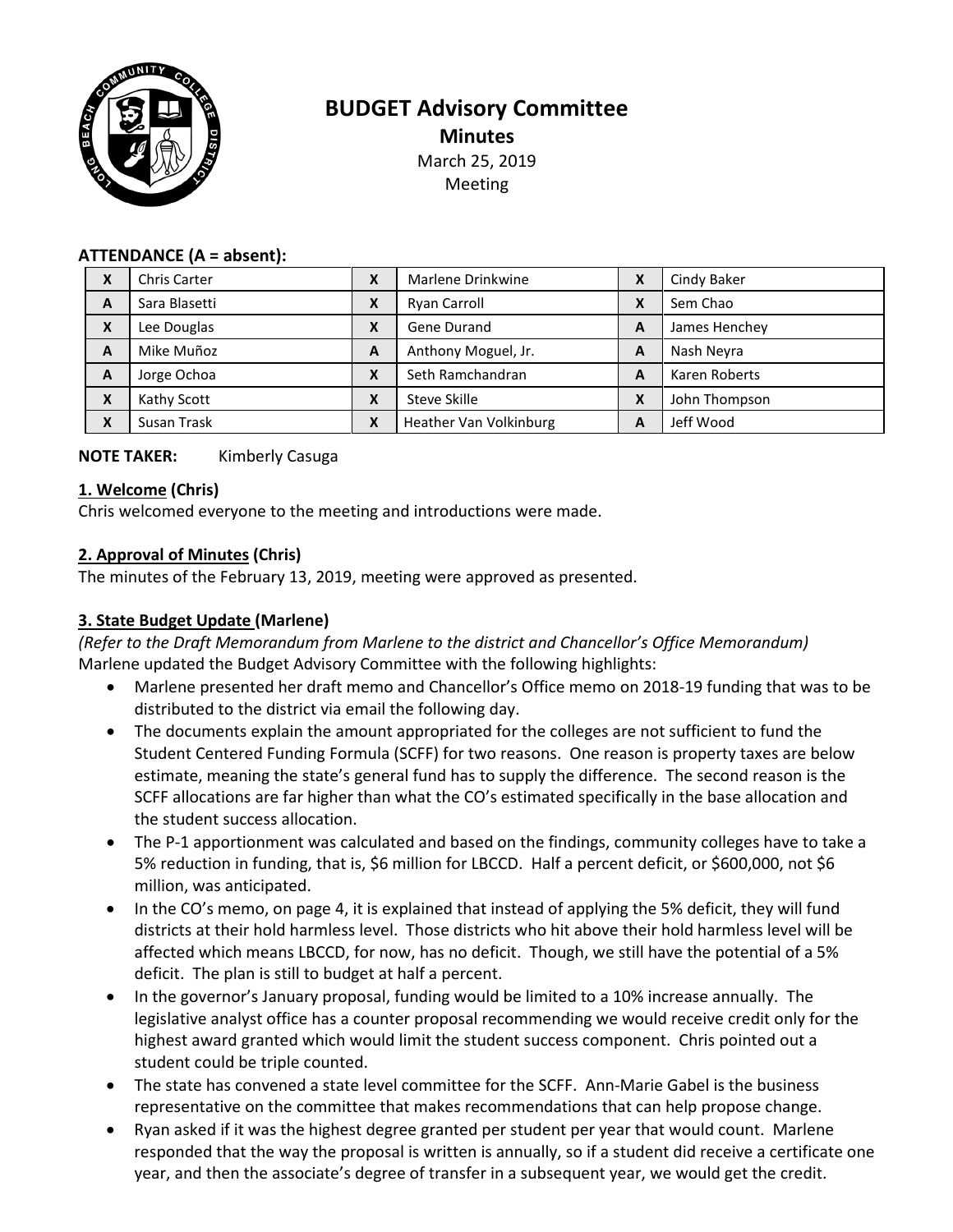# BUDGET Advisory Committee

## Minutes

March 25, 2019
Meeting

**ATTENDANCE (A = absent):**

| | | | | | |
|---|---|---|---|---|---|
| X | Chris Carter | X | Marlene Drinkwine | X | Cindy Baker |
| A | Sara Blasetti | X | Ryan Carroll | X | Sem Chao |
| X | Lee Douglas | X | Gene Durand | A | James Henchey |
| A | Mike Muñoz | A | Anthony Moguel, Jr. | A | Nash Neyra |
| A | Jorge Ochoa | X | Seth Ramchandran | A | Karen Roberts |
| X | Kathy Scott | X | Steve Skille | X | John Thompson |
| X | Susan Trask | X | Heather Van Volkinburg | A | Jeff Wood |

**NOTE TAKER:** Kimberly Casuga

**1. Welcome (Chris)**

Chris welcomed everyone to the meeting and introductions were made.

**2. Approval of Minutes (Chris)**

The minutes of the February 13, 2019, meeting were approved as presented.

**3. State Budget Update (Marlene)**

*(Refer to the Draft Memorandum from Marlene to the district and Chancellor's Office Memorandum)*

Marlene updated the Budget Advisory Committee with the following highlights:

- Marlene presented her draft memo and Chancellor's Office memo on 2018-19 funding that was to be distributed to the district via email the following day.
- The documents explain the amount appropriated for the colleges are not sufficient to fund the Student Centered Funding Formula (SCFF) for two reasons. One reason is property taxes are below estimate, meaning the state's general fund has to supply the difference. The second reason is the SCFF allocations are far higher than what the CO's estimated specifically in the base allocation and the student success allocation.
- The P-1 apportionment was calculated and based on the findings, community colleges have to take a 5% reduction in funding, that is, $6 million for LBCCD. Half a percent deficit, or $600,000, not $6 million, was anticipated.
- In the CO's memo, on page 4, it is explained that instead of applying the 5% deficit, they will fund districts at their hold harmless level. Those districts who hit above their hold harmless level will be affected which means LBCCD, for now, has no deficit. Though, we still have the potential of a 5% deficit. The plan is still to budget at half a percent.
- In the governor's January proposal, funding would be limited to a 10% increase annually. The legislative analyst office has a counter proposal recommending we would receive credit only for the highest award granted which would limit the student success component. Chris pointed out a student could be triple counted.
- The state has convened a state level committee for the SCFF. Ann-Marie Gabel is the business representative on the committee that makes recommendations that can help propose change.
- Ryan asked if it was the highest degree granted per student per year that would count. Marlene responded that the way the proposal is written is annually, so if a student did receive a certificate one year, and then the associate's degree of transfer in a subsequent year, we would get the credit.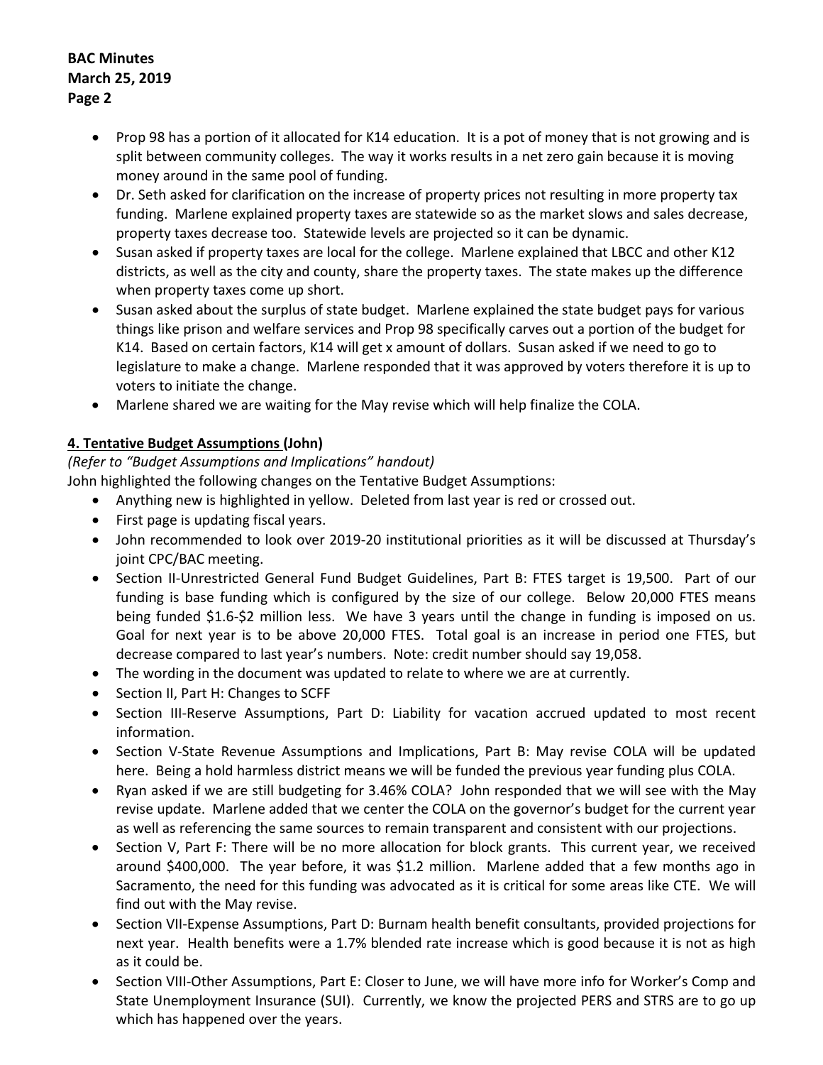- Prop 98 has a portion of it allocated for K14 education. It is a pot of money that is not growing and is split between community colleges. The way it works results in a net zero gain because it is moving money around in the same pool of funding.
- Dr. Seth asked for clarification on the increase of property prices not resulting in more property tax funding. Marlene explained property taxes are statewide so as the market slows and sales decrease, property taxes decrease too. Statewide levels are projected so it can be dynamic.
- Susan asked if property taxes are local for the college. Marlene explained that LBCC and other K12 districts, as well as the city and county, share the property taxes. The state makes up the difference when property taxes come up short.
- Susan asked about the surplus of state budget. Marlene explained the state budget pays for various things like prison and welfare services and Prop 98 specifically carves out a portion of the budget for K14. Based on certain factors, K14 will get x amount of dollars. Susan asked if we need to go to legislature to make a change. Marlene responded that it was approved by voters therefore it is up to voters to initiate the change.
- Marlene shared we are waiting for the May revise which will help finalize the COLA.

**<u>4. Tentative Budget Assumptions</u> (John)**

*(Refer to "Budget Assumptions and Implications" handout)*

John highlighted the following changes on the Tentative Budget Assumptions:

- Anything new is highlighted in yellow. Deleted from last year is red or crossed out.
- First page is updating fiscal years.
- John recommended to look over 2019-20 institutional priorities as it will be discussed at Thursday's joint CPC/BAC meeting.
- Section II-Unrestricted General Fund Budget Guidelines, Part B: FTES target is 19,500. Part of our funding is base funding which is configured by the size of our college. Below 20,000 FTES means being funded $1.6-$2 million less. We have 3 years until the change in funding is imposed on us. Goal for next year is to be above 20,000 FTES. Total goal is an increase in period one FTES, but decrease compared to last year's numbers. Note: credit number should say 19,058.
- The wording in the document was updated to relate to where we are at currently.
- Section II, Part H: Changes to SCFF
- Section III-Reserve Assumptions, Part D: Liability for vacation accrued updated to most recent information.
- Section V-State Revenue Assumptions and Implications, Part B: May revise COLA will be updated here. Being a hold harmless district means we will be funded the previous year funding plus COLA.
- Ryan asked if we are still budgeting for 3.46% COLA? John responded that we will see with the May revise update. Marlene added that we center the COLA on the governor's budget for the current year as well as referencing the same sources to remain transparent and consistent with our projections.
- Section V, Part F: There will be no more allocation for block grants. This current year, we received around $400,000. The year before, it was $1.2 million. Marlene added that a few months ago in Sacramento, the need for this funding was advocated as it is critical for some areas like CTE. We will find out with the May revise.
- Section VII-Expense Assumptions, Part D: Burnam health benefit consultants, provided projections for next year. Health benefits were a 1.7% blended rate increase which is good because it is not as high as it could be.
- Section VIII-Other Assumptions, Part E: Closer to June, we will have more info for Worker's Comp and State Unemployment Insurance (SUI). Currently, we know the projected PERS and STRS are to go up which has happened over the years.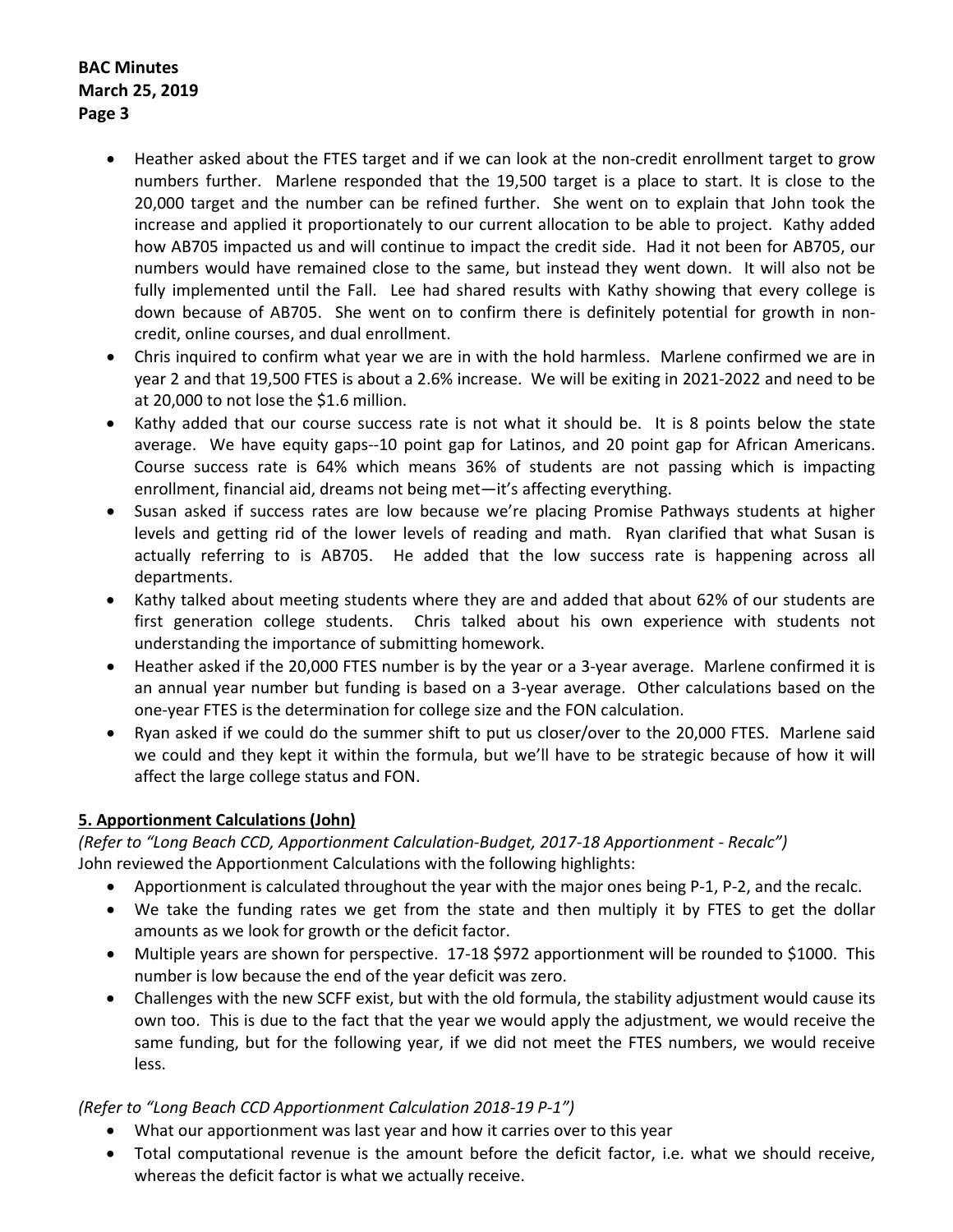- Heather asked about the FTES target and if we can look at the non-credit enrollment target to grow numbers further. Marlene responded that the 19,500 target is a place to start. It is close to the 20,000 target and the number can be refined further. She went on to explain that John took the increase and applied it proportionately to our current allocation to be able to project. Kathy added how AB705 impacted us and will continue to impact the credit side. Had it not been for AB705, our numbers would have remained close to the same, but instead they went down. It will also not be fully implemented until the Fall. Lee had shared results with Kathy showing that every college is down because of AB705. She went on to confirm there is definitely potential for growth in non-credit, online courses, and dual enrollment.
- Chris inquired to confirm what year we are in with the hold harmless. Marlene confirmed we are in year 2 and that 19,500 FTES is about a 2.6% increase. We will be exiting in 2021-2022 and need to be at 20,000 to not lose the $1.6 million.
- Kathy added that our course success rate is not what it should be. It is 8 points below the state average. We have equity gaps--10 point gap for Latinos, and 20 point gap for African Americans. Course success rate is 64% which means 36% of students are not passing which is impacting enrollment, financial aid, dreams not being met—it's affecting everything.
- Susan asked if success rates are low because we're placing Promise Pathways students at higher levels and getting rid of the lower levels of reading and math. Ryan clarified that what Susan is actually referring to is AB705. He added that the low success rate is happening across all departments.
- Kathy talked about meeting students where they are and added that about 62% of our students are first generation college students. Chris talked about his own experience with students not understanding the importance of submitting homework.
- Heather asked if the 20,000 FTES number is by the year or a 3-year average. Marlene confirmed it is an annual year number but funding is based on a 3-year average. Other calculations based on the one-year FTES is the determination for college size and the FON calculation.
- Ryan asked if we could do the summer shift to put us closer/over to the 20,000 FTES. Marlene said we could and they kept it within the formula, but we'll have to be strategic because of how it will affect the large college status and FON.

**5. Apportionment Calculations (John)**

*(Refer to "Long Beach CCD, Apportionment Calculation-Budget, 2017-18 Apportionment - Recalc")*
John reviewed the Apportionment Calculations with the following highlights:

- Apportionment is calculated throughout the year with the major ones being P-1, P-2, and the recalc.
- We take the funding rates we get from the state and then multiply it by FTES to get the dollar amounts as we look for growth or the deficit factor.
- Multiple years are shown for perspective. 17-18 $972 apportionment will be rounded to $1000. This number is low because the end of the year deficit was zero.
- Challenges with the new SCFF exist, but with the old formula, the stability adjustment would cause its own too. This is due to the fact that the year we would apply the adjustment, we would receive the same funding, but for the following year, if we did not meet the FTES numbers, we would receive less.

*(Refer to "Long Beach CCD Apportionment Calculation 2018-19 P-1")*

- What our apportionment was last year and how it carries over to this year
- Total computational revenue is the amount before the deficit factor, i.e. what we should receive, whereas the deficit factor is what we actually receive.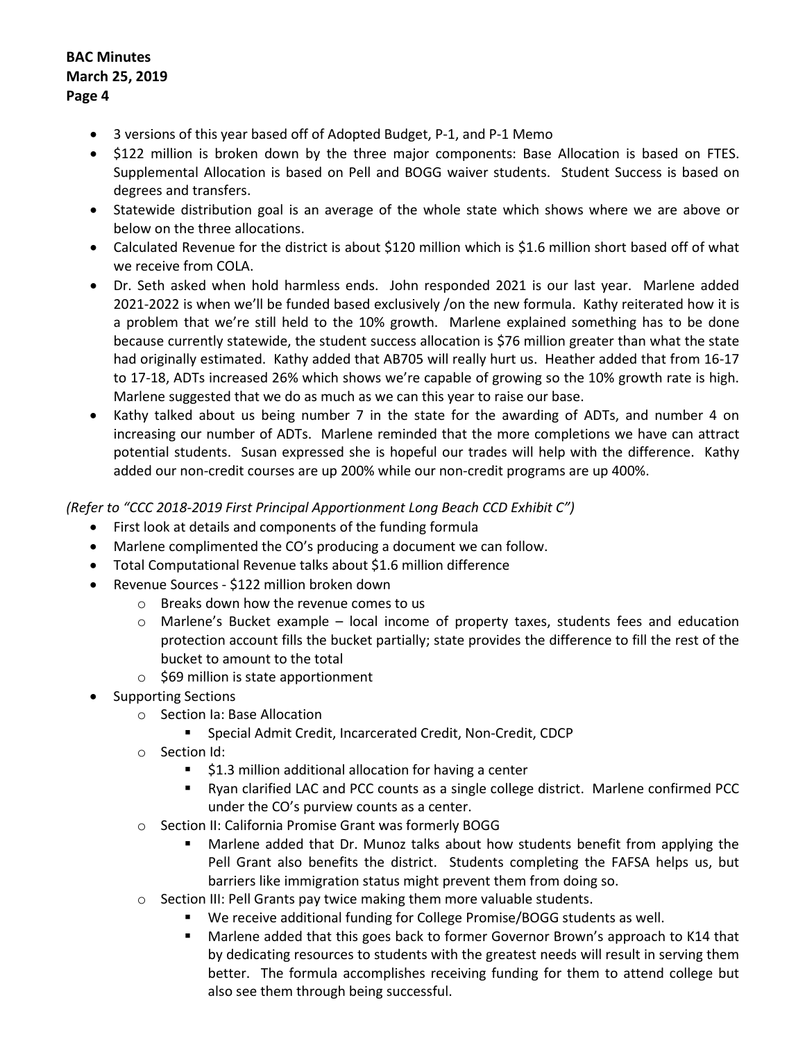- 3 versions of this year based off of Adopted Budget, P-1, and P-1 Memo
- $122 million is broken down by the three major components: Base Allocation is based on FTES. Supplemental Allocation is based on Pell and BOGG waiver students. Student Success is based on degrees and transfers.
- Statewide distribution goal is an average of the whole state which shows where we are above or below on the three allocations.
- Calculated Revenue for the district is about $120 million which is $1.6 million short based off of what we receive from COLA.
- Dr. Seth asked when hold harmless ends. John responded 2021 is our last year. Marlene added 2021-2022 is when we'll be funded based exclusively /on the new formula. Kathy reiterated how it is a problem that we're still held to the 10% growth. Marlene explained something has to be done because currently statewide, the student success allocation is $76 million greater than what the state had originally estimated. Kathy added that AB705 will really hurt us. Heather added that from 16-17 to 17-18, ADTs increased 26% which shows we're capable of growing so the 10% growth rate is high. Marlene suggested that we do as much as we can this year to raise our base.
- Kathy talked about us being number 7 in the state for the awarding of ADTs, and number 4 on increasing our number of ADTs. Marlene reminded that the more completions we have can attract potential students. Susan expressed she is hopeful our trades will help with the difference. Kathy added our non-credit courses are up 200% while our non-credit programs are up 400%.

*(Refer to "CCC 2018-2019 First Principal Apportionment Long Beach CCD Exhibit C")*

- First look at details and components of the funding formula
- Marlene complimented the CO's producing a document we can follow.
- Total Computational Revenue talks about $1.6 million difference
- Revenue Sources - $122 million broken down
  - Breaks down how the revenue comes to us
  - Marlene's Bucket example – local income of property taxes, students fees and education protection account fills the bucket partially; state provides the difference to fill the rest of the bucket to amount to the total
  - $69 million is state apportionment
- Supporting Sections
  - Section Ia: Base Allocation
    - Special Admit Credit, Incarcerated Credit, Non-Credit, CDCP
  - Section Id:
    - $1.3 million additional allocation for having a center
    - Ryan clarified LAC and PCC counts as a single college district. Marlene confirmed PCC under the CO's purview counts as a center.
  - Section II: California Promise Grant was formerly BOGG
    - Marlene added that Dr. Munoz talks about how students benefit from applying the Pell Grant also benefits the district. Students completing the FAFSA helps us, but barriers like immigration status might prevent them from doing so.
  - Section III: Pell Grants pay twice making them more valuable students.
    - We receive additional funding for College Promise/BOGG students as well.
    - Marlene added that this goes back to former Governor Brown's approach to K14 that by dedicating resources to students with the greatest needs will result in serving them better. The formula accomplishes receiving funding for them to attend college but also see them through being successful.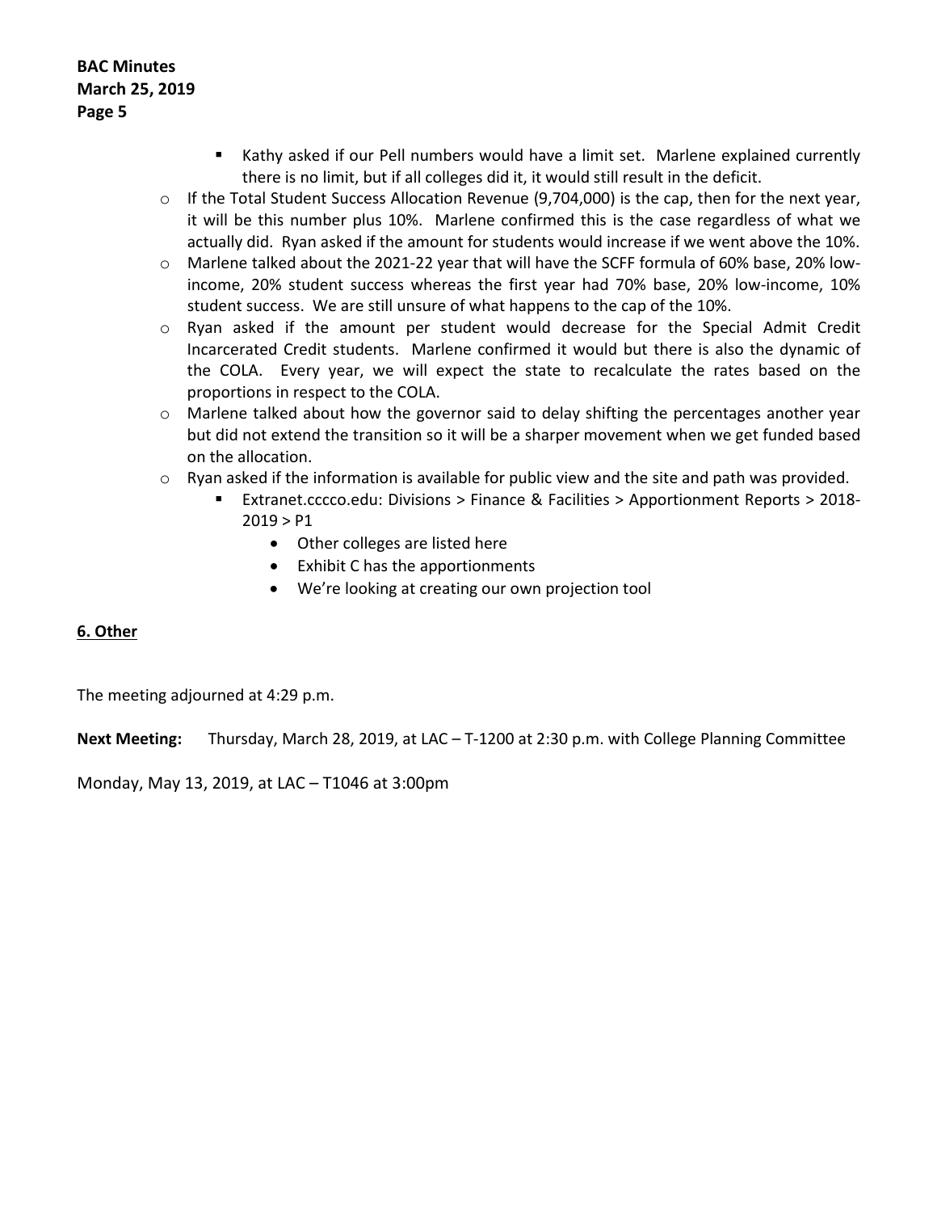- Kathy asked if our Pell numbers would have a limit set. Marlene explained currently there is no limit, but if all colleges did it, it would still result in the deficit.
    - If the Total Student Success Allocation Revenue (9,704,000) is the cap, then for the next year, it will be this number plus 10%. Marlene confirmed this is the case regardless of what we actually did. Ryan asked if the amount for students would increase if we went above the 10%.
    - Marlene talked about the 2021-22 year that will have the SCFF formula of 60% base, 20% low-income, 20% student success whereas the first year had 70% base, 20% low-income, 10% student success. We are still unsure of what happens to the cap of the 10%.
    - Ryan asked if the amount per student would decrease for the Special Admit Credit Incarcerated Credit students. Marlene confirmed it would but there is also the dynamic of the COLA. Every year, we will expect the state to recalculate the rates based on the proportions in respect to the COLA.
    - Marlene talked about how the governor said to delay shifting the percentages another year but did not extend the transition so it will be a sharper movement when we get funded based on the allocation.
    - Ryan asked if the information is available for public view and the site and path was provided.
        - Extranet.cccco.edu: Divisions > Finance & Facilities > Apportionment Reports > 2018-2019 > P1
            - Other colleges are listed here
            - Exhibit C has the apportionments
            - We're looking at creating our own projection tool

**6. Other**

The meeting adjourned at 4:29 p.m.

**Next Meeting:** Thursday, March 28, 2019, at LAC – T-1200 at 2:30 p.m. with College Planning Committee

Monday, May 13, 2019, at LAC – T1046 at 3:00pm